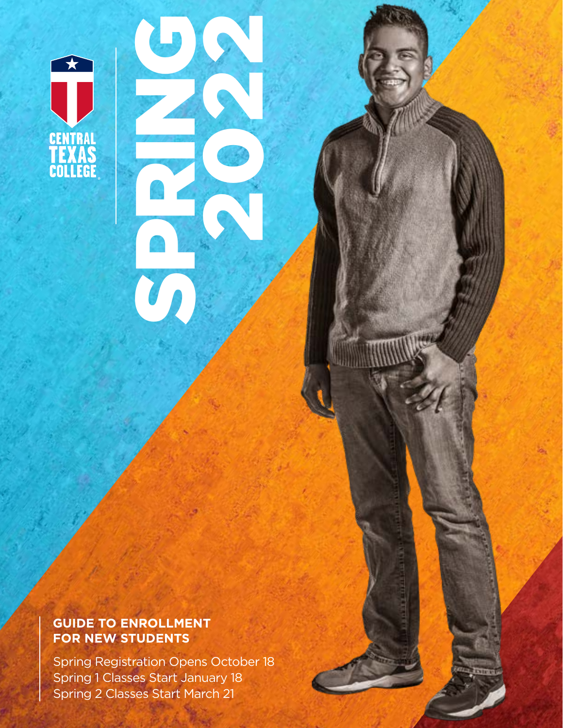CENTRAL TEXAS COLLEGE

# SPRING 2022

**GUIDE TO ENROLLMENT FOR NEW STUDENTS**

Spring Registration Opens October 18
Spring 1 Classes Start January 18
Spring 2 Classes Start March 21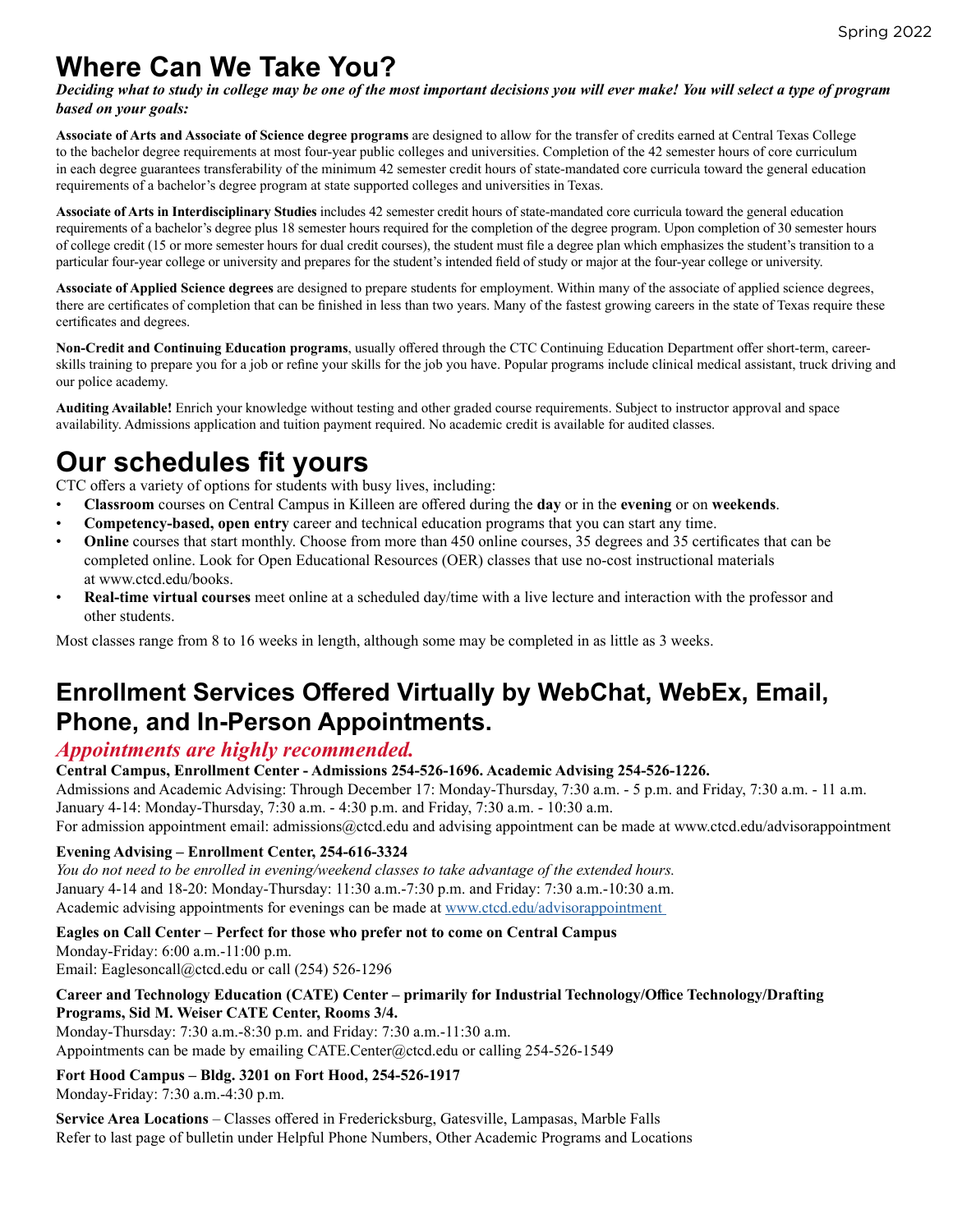# Where Can We Take You?

***Deciding what to study in college may be one of the most important decisions you will ever make! You will select a type of program based on your goals:***

**Associate of Arts and Associate of Science degree programs** are designed to allow for the transfer of credits earned at Central Texas College to the bachelor degree requirements at most four-year public colleges and universities. Completion of the 42 semester hours of core curriculum in each degree guarantees transferability of the minimum 42 semester credit hours of state-mandated core curricula toward the general education requirements of a bachelor's degree program at state supported colleges and universities in Texas.

**Associate of Arts in Interdisciplinary Studies** includes 42 semester credit hours of state-mandated core curricula toward the general education requirements of a bachelor's degree plus 18 semester hours required for the completion of the degree program. Upon completion of 30 semester hours of college credit (15 or more semester hours for dual credit courses), the student must file a degree plan which emphasizes the student's transition to a particular four-year college or university and prepares for the student's intended field of study or major at the four-year college or university.

**Associate of Applied Science degrees** are designed to prepare students for employment. Within many of the associate of applied science degrees, there are certificates of completion that can be finished in less than two years. Many of the fastest growing careers in the state of Texas require these certificates and degrees.

**Non-Credit and Continuing Education programs**, usually offered through the CTC Continuing Education Department offer short-term, career-skills training to prepare you for a job or refine your skills for the job you have. Popular programs include clinical medical assistant, truck driving and our police academy.

**Auditing Available!** Enrich your knowledge without testing and other graded course requirements. Subject to instructor approval and space availability. Admissions application and tuition payment required. No academic credit is available for audited classes.

# Our schedules fit yours

CTC offers a variety of options for students with busy lives, including:

- **Classroom** courses on Central Campus in Killeen are offered during the **day** or in the **evening** or on **weekends**.
- **Competency-based, open entry** career and technical education programs that you can start any time.
- **Online** courses that start monthly. Choose from more than 450 online courses, 35 degrees and 35 certificates that can be completed online. Look for Open Educational Resources (OER) classes that use no-cost instructional materials at www.ctcd.edu/books.
- **Real-time virtual courses** meet online at a scheduled day/time with a live lecture and interaction with the professor and other students.

Most classes range from 8 to 16 weeks in length, although some may be completed in as little as 3 weeks.

## Enrollment Services Offered Virtually by WebChat, WebEx, Email, Phone, and In-Person Appointments.

*Appointments are highly recommended.*

**Central Campus, Enrollment Center - Admissions 254-526-1696. Academic Advising 254-526-1226.**
Admissions and Academic Advising: Through December 17: Monday-Thursday, 7:30 a.m. - 5 p.m. and Friday, 7:30 a.m. - 11 a.m.
January 4-14: Monday-Thursday, 7:30 a.m. - 4:30 p.m. and Friday, 7:30 a.m. - 10:30 a.m.
For admission appointment email: admissions@ctcd.edu and advising appointment can be made at www.ctcd.edu/advisorappointment

**Evening Advising – Enrollment Center, 254-616-3324**
*You do not need to be enrolled in evening/weekend classes to take advantage of the extended hours.*
January 4-14 and 18-20: Monday-Thursday: 11:30 a.m.-7:30 p.m. and Friday: 7:30 a.m.-10:30 a.m.
Academic advising appointments for evenings can be made at www.ctcd.edu/advisorappointment

**Eagles on Call Center – Perfect for those who prefer not to come on Central Campus**
Monday-Friday: 6:00 a.m.-11:00 p.m.
Email: Eaglesoncall@ctcd.edu or call (254) 526-1296

**Career and Technology Education (CATE) Center – primarily for Industrial Technology/Office Technology/Drafting Programs, Sid M. Weiser CATE Center, Rooms 3/4.**
Monday-Thursday: 7:30 a.m.-8:30 p.m. and Friday: 7:30 a.m.-11:30 a.m.
Appointments can be made by emailing CATE.Center@ctcd.edu or calling 254-526-1549

**Fort Hood Campus – Bldg. 3201 on Fort Hood, 254-526-1917**
Monday-Friday: 7:30 a.m.-4:30 p.m.

**Service Area Locations** – Classes offered in Fredericksburg, Gatesville, Lampasas, Marble Falls
Refer to last page of bulletin under Helpful Phone Numbers, Other Academic Programs and Locations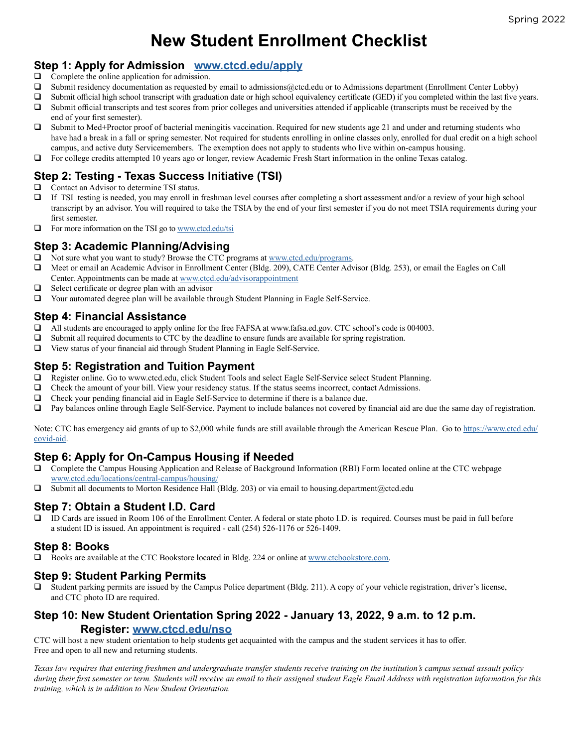Spring 2022

# New Student Enrollment Checklist

## Step 1: Apply for Admission [www.ctcd.edu/apply](www.ctcd.edu/apply)

- ❑ Complete the online application for admission.
- ❑ Submit residency documentation as requested by email to admissions@ctcd.edu or to Admissions department (Enrollment Center Lobby)
- ❑ Submit official high school transcript with graduation date or high school equivalency certificate (GED) if you completed within the last five years.
- ❑ Submit official transcripts and test scores from prior colleges and universities attended if applicable (transcripts must be received by the end of your first semester).
- ❑ Submit to Med+Proctor proof of bacterial meningitis vaccination. Required for new students age 21 and under and returning students who have had a break in a fall or spring semester. Not required for students enrolling in online classes only, enrolled for dual credit on a high school campus, and active duty Servicemembers. The exemption does not apply to students who live within on-campus housing.
- ❑ For college credits attempted 10 years ago or longer, review Academic Fresh Start information in the online Texas catalog.

## Step 2: Testing - Texas Success Initiative (TSI)

- ❑ Contact an Advisor to determine TSI status.
- ❑ If TSI testing is needed, you may enroll in freshman level courses after completing a short assessment and/or a review of your high school transcript by an advisor. You will required to take the TSIA by the end of your first semester if you do not meet TSIA requirements during your first semester.
- ❑ For more information on the TSI go to www.ctcd.edu/tsi

## Step 3: Academic Planning/Advising

- ❑ Not sure what you want to study? Browse the CTC programs at www.ctcd.edu/programs.
- ❑ Meet or email an Academic Advisor in Enrollment Center (Bldg. 209), CATE Center Advisor (Bldg. 253), or email the Eagles on Call Center. Appointments can be made at www.ctcd.edu/advisorappointment
- ❑ Select certificate or degree plan with an advisor
- ❑ Your automated degree plan will be available through Student Planning in Eagle Self-Service.

## Step 4: Financial Assistance

- ❑ All students are encouraged to apply online for the free FAFSA at www.fafsa.ed.gov. CTC school's code is 004003.
- ❑ Submit all required documents to CTC by the deadline to ensure funds are available for spring registration.
- ❑ View status of your financial aid through Student Planning in Eagle Self-Service.

## Step 5: Registration and Tuition Payment

- ❑ Register online. Go to www.ctcd.edu, click Student Tools and select Eagle Self-Service select Student Planning.
- ❑ Check the amount of your bill. View your residency status. If the status seems incorrect, contact Admissions.
- ❑ Check your pending financial aid in Eagle Self-Service to determine if there is a balance due.
- ❑ Pay balances online through Eagle Self-Service. Payment to include balances not covered by financial aid are due the same day of registration.

Note: CTC has emergency aid grants of up to $2,000 while funds are still available through the American Rescue Plan. Go to https://www.ctcd.edu/covid-aid.

## Step 6: Apply for On-Campus Housing if Needed

- ❑ Complete the Campus Housing Application and Release of Background Information (RBI) Form located online at the CTC webpage www.ctcd.edu/locations/central-campus/housing/
- ❑ Submit all documents to Morton Residence Hall (Bldg. 203) or via email to housing.department@ctcd.edu

## Step 7: Obtain a Student I.D. Card

- ❑ ID Cards are issued in Room 106 of the Enrollment Center. A federal or state photo I.D. is required. Courses must be paid in full before a student ID is issued. An appointment is required - call (254) 526-1176 or 526-1409.

## Step 8: Books

- ❑ Books are available at the CTC Bookstore located in Bldg. 224 or online at www.ctcbookstore.com.

## Step 9: Student Parking Permits

- ❑ Student parking permits are issued by the Campus Police department (Bldg. 211). A copy of your vehicle registration, driver's license, and CTC photo ID are required.

## Step 10: New Student Orientation Spring 2022 - January 13, 2022, 9 a.m. to 12 p.m. Register: [www.ctcd.edu/nso](www.ctcd.edu/nso)

CTC will host a new student orientation to help students get acquainted with the campus and the student services it has to offer.
Free and open to all new and returning students.

*Texas law requires that entering freshmen and undergraduate transfer students receive training on the institution's campus sexual assault policy during their first semester or term. Students will receive an email to their assigned student Eagle Email Address with registration information for this training, which is in addition to New Student Orientation.*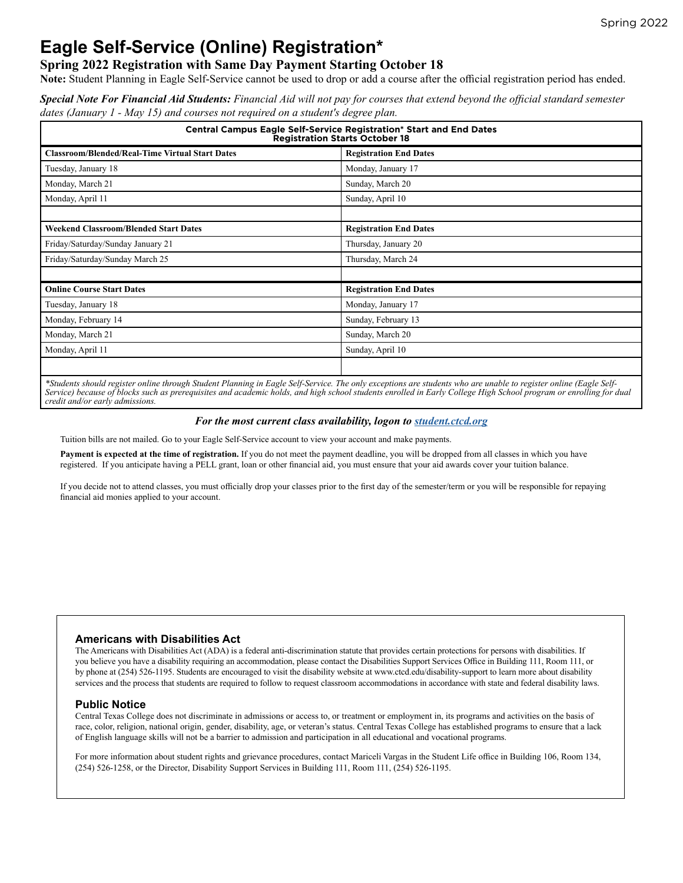# Eagle Self-Service (Online) Registration*

## Spring 2022 Registration with Same Day Payment Starting October 18

**Note:** Student Planning in Eagle Self-Service cannot be used to drop or add a course after the official registration period has ended.

***Special Note For Financial Aid Students:*** *Financial Aid will not pay for courses that extend beyond the official standard semester dates (January 1 - May 15) and courses not required on a student's degree plan.*

| Central Campus Eagle Self-Service Registration* Start and End Dates<br>Registration Starts October 18 | |
|---|---|
| **Classroom/Blended/Real-Time Virtual Start Dates** | **Registration End Dates** |
| Tuesday, January 18 | Monday, January 17 |
| Monday, March 21 | Sunday, March 20 |
| Monday, April 11 | Sunday, April 10 |
| | |
| **Weekend Classroom/Blended Start Dates** | **Registration End Dates** |
| Friday/Saturday/Sunday January 21 | Thursday, January 20 |
| Friday/Saturday/Sunday March 25 | Thursday, March 24 |
| | |
| **Online Course Start Dates** | **Registration End Dates** |
| Tuesday, January 18 | Monday, January 17 |
| Monday, February 14 | Sunday, February 13 |
| Monday, March 21 | Sunday, March 20 |
| Monday, April 11 | Sunday, April 10 |
| | |

*\*Students should register online through Student Planning in Eagle Self-Service. The only exceptions are students who are unable to register online (Eagle Self-Service) because of blocks such as prerequisites and academic holds, and high school students enrolled in Early College High School program or enrolling for dual credit and/or early admissions.*

***For the most current class availability, logon to [student.ctcd.org](student.ctcd.org)***

Tuition bills are not mailed. Go to your Eagle Self-Service account to view your account and make payments.

**Payment is expected at the time of registration.** If you do not meet the payment deadline, you will be dropped from all classes in which you have registered. If you anticipate having a PELL grant, loan or other financial aid, you must ensure that your aid awards cover your tuition balance.

If you decide not to attend classes, you must officially drop your classes prior to the first day of the semester/term or you will be responsible for repaying financial aid monies applied to your account.

### Americans with Disabilities Act

The Americans with Disabilities Act (ADA) is a federal anti-discrimination statute that provides certain protections for persons with disabilities. If you believe you have a disability requiring an accommodation, please contact the Disabilities Support Services Office in Building 111, Room 111, or by phone at (254) 526-1195. Students are encouraged to visit the disability website at www.ctcd.edu/disability-support to learn more about disability services and the process that students are required to follow to request classroom accommodations in accordance with state and federal disability laws.

### Public Notice

Central Texas College does not discriminate in admissions or access to, or treatment or employment in, its programs and activities on the basis of race, color, religion, national origin, gender, disability, age, or veteran's status. Central Texas College has established programs to ensure that a lack of English language skills will not be a barrier to admission and participation in all educational and vocational programs.

For more information about student rights and grievance procedures, contact Mariceli Vargas in the Student Life office in Building 106, Room 134, (254) 526-1258, or the Director, Disability Support Services in Building 111, Room 111, (254) 526-1195.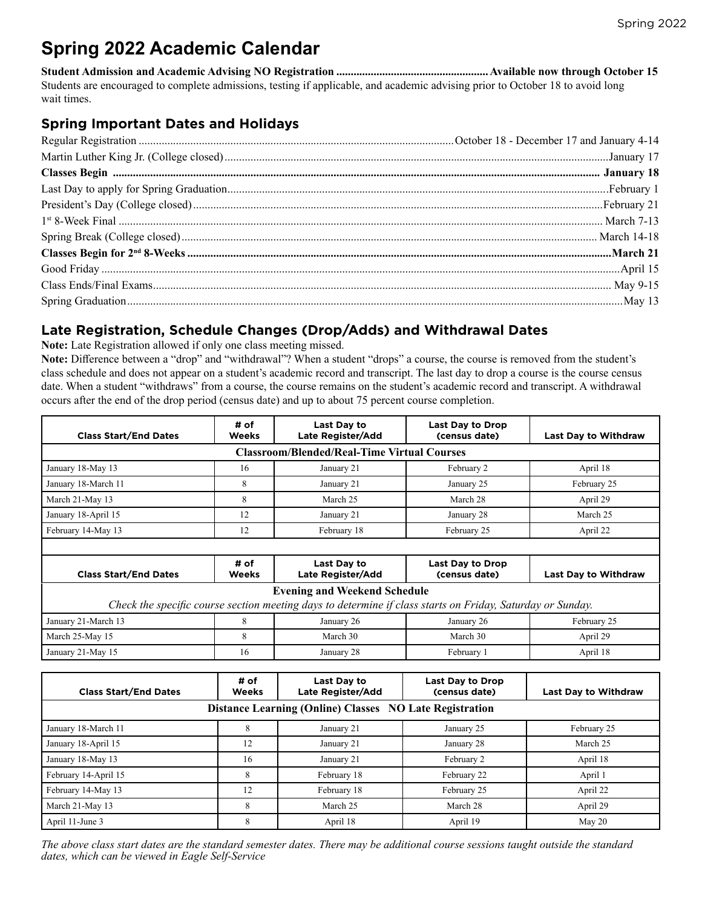# Spring 2022 Academic Calendar

**Student Admission and Academic Advising NO Registration ..................................................... Available now through October 15**
Students are encouraged to complete admissions, testing if applicable, and academic advising prior to October 18 to avoid long wait times.

## Spring Important Dates and Holidays

| | |
|---|---|
| Regular Registration | October 18 - December 17 and January 4-14 |
| Martin Luther King Jr. (College closed) | January 17 |
| **Classes Begin** | **January 18** |
| Last Day to apply for Spring Graduation | February 1 |
| President's Day (College closed) | February 21 |
| 1st 8-Week Final | March 7-13 |
| Spring Break (College closed) | March 14-18 |
| **Classes Begin for 2nd 8-Weeks** | **March 21** |
| Good Friday | April 15 |
| Class Ends/Final Exams | May 9-15 |
| Spring Graduation | May 13 |

## Late Registration, Schedule Changes (Drop/Adds) and Withdrawal Dates

**Note:** Late Registration allowed if only one class meeting missed.

**Note:** Difference between a "drop" and "withdrawal"? When a student "drops" a course, the course is removed from the student's class schedule and does not appear on a student's academic record and transcript. The last day to drop a course is the course census date. When a student "withdraws" from a course, the course remains on the student's academic record and transcript. A withdrawal occurs after the end of the drop period (census date) and up to about 75 percent course completion.

| Class Start/End Dates | # of Weeks | Last Day to Late Register/Add | Last Day to Drop (census date) | Last Day to Withdraw |
|---|---|---|---|---|
| **Classroom/Blended/Real-Time Virtual Courses** | | | | |
| January 18-May 13 | 16 | January 21 | February 2 | April 18 |
| January 18-March 11 | 8 | January 21 | January 25 | February 25 |
| March 21-May 13 | 8 | March 25 | March 28 | April 29 |
| January 18-April 15 | 12 | January 21 | January 28 | March 25 |
| February 14-May 13 | 12 | February 18 | February 25 | April 22 |

| Class Start/End Dates | # of Weeks | Last Day to Late Register/Add | Last Day to Drop (census date) | Last Day to Withdraw |
|---|---|---|---|---|
| **Evening and Weekend Schedule** *Check the specific course section meeting days to determine if class starts on Friday, Saturday or Sunday.* | | | | |
| January 21-March 13 | 8 | January 26 | January 26 | February 25 |
| March 25-May 15 | 8 | March 30 | March 30 | April 29 |
| January 21-May 15 | 16 | January 28 | February 1 | April 18 |

| Class Start/End Dates | # of Weeks | Last Day to Late Register/Add | Last Day to Drop (census date) | Last Day to Withdraw |
|---|---|---|---|---|
| **Distance Learning (Online) Classes NO Late Registration** | | | | |
| January 18-March 11 | 8 | January 21 | January 25 | February 25 |
| January 18-April 15 | 12 | January 21 | January 28 | March 25 |
| January 18-May 13 | 16 | January 21 | February 2 | April 18 |
| February 14-April 15 | 8 | February 18 | February 22 | April 1 |
| February 14-May 13 | 12 | February 18 | February 25 | April 22 |
| March 21-May 13 | 8 | March 25 | March 28 | April 29 |
| April 11-June 3 | 8 | April 18 | April 19 | May 20 |

*The above class start dates are the standard semester dates. There may be additional course sessions taught outside the standard dates, which can be viewed in Eagle Self-Service*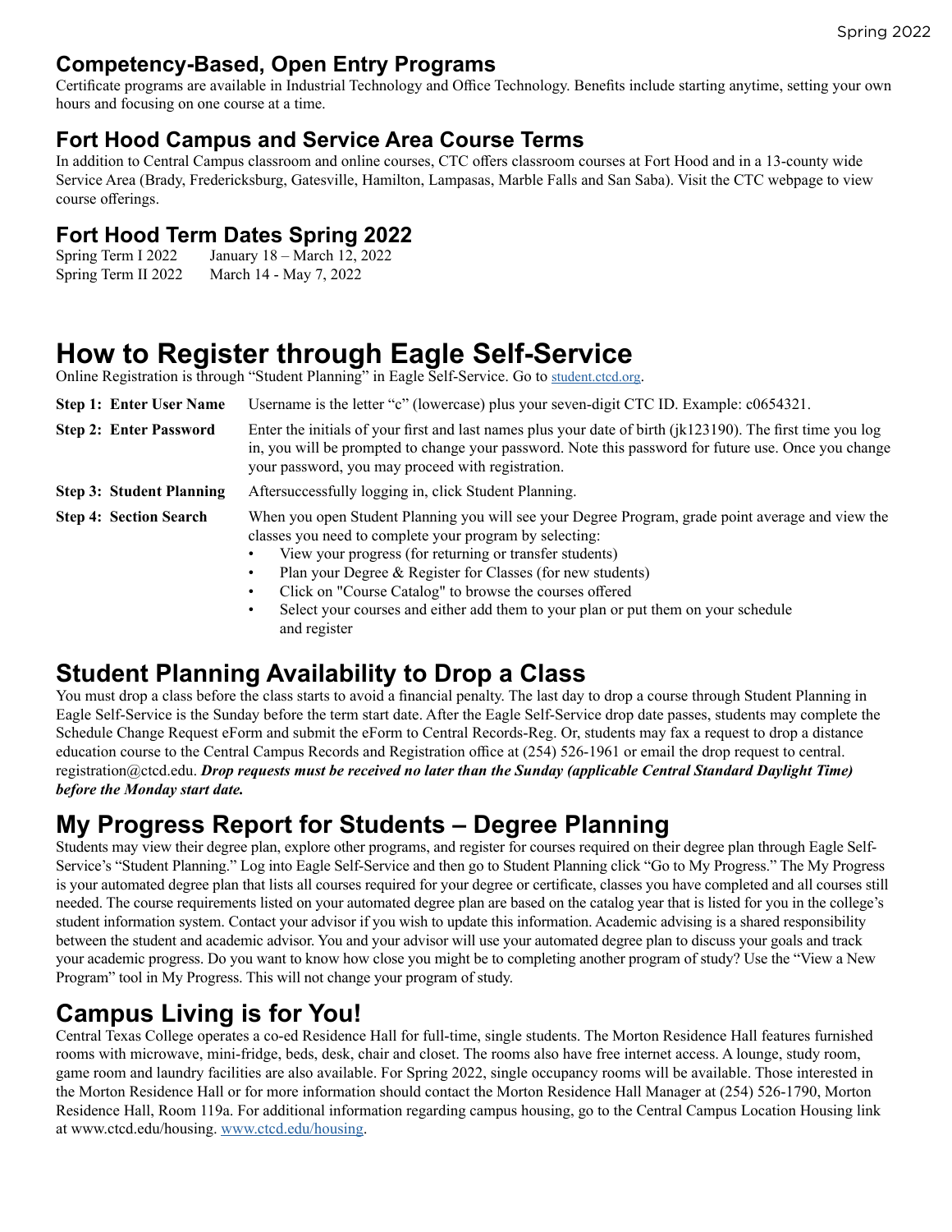## Competency-Based, Open Entry Programs

Certificate programs are available in Industrial Technology and Office Technology. Benefits include starting anytime, setting your own hours and focusing on one course at a time.

## Fort Hood Campus and Service Area Course Terms

In addition to Central Campus classroom and online courses, CTC offers classroom courses at Fort Hood and in a 13-county wide Service Area (Brady, Fredericksburg, Gatesville, Hamilton, Lampasas, Marble Falls and San Saba). Visit the CTC webpage to view course offerings.

## Fort Hood Term Dates Spring 2022

| | |
|---|---|
| Spring Term I 2022 | January 18 – March 12, 2022 |
| Spring Term II 2022 | March 14 - May 7, 2022 |

# How to Register through Eagle Self-Service

Online Registration is through "Student Planning" in Eagle Self-Service. Go to student.ctcd.org.

**Step 1: Enter User Name** — Username is the letter "c" (lowercase) plus your seven-digit CTC ID. Example: c0654321.

**Step 2: Enter Password** — Enter the initials of your first and last names plus your date of birth (jk123190). The first time you log in, you will be prompted to change your password. Note this password for future use. Once you change your password, you may proceed with registration.

**Step 3: Student Planning** — Aftersuccessfully logging in, click Student Planning.

**Step 4: Section Search** — When you open Student Planning you will see your Degree Program, grade point average and view the classes you need to complete your program by selecting:

- View your progress (for returning or transfer students)
- Plan your Degree & Register for Classes (for new students)
- Click on "Course Catalog" to browse the courses offered
- Select your courses and either add them to your plan or put them on your schedule and register

# Student Planning Availability to Drop a Class

You must drop a class before the class starts to avoid a financial penalty. The last day to drop a course through Student Planning in Eagle Self-Service is the Sunday before the term start date. After the Eagle Self-Service drop date passes, students may complete the Schedule Change Request eForm and submit the eForm to Central Records-Reg. Or, students may fax a request to drop a distance education course to the Central Campus Records and Registration office at (254) 526-1961 or email the drop request to central.registration@ctcd.edu. ***Drop requests must be received no later than the Sunday (applicable Central Standard Daylight Time) before the Monday start date.***

# My Progress Report for Students – Degree Planning

Students may view their degree plan, explore other programs, and register for courses required on their degree plan through Eagle Self-Service's "Student Planning." Log into Eagle Self-Service and then go to Student Planning click "Go to My Progress." The My Progress is your automated degree plan that lists all courses required for your degree or certificate, classes you have completed and all courses still needed. The course requirements listed on your automated degree plan are based on the catalog year that is listed for you in the college's student information system. Contact your advisor if you wish to update this information. Academic advising is a shared responsibility between the student and academic advisor. You and your advisor will use your automated degree plan to discuss your goals and track your academic progress. Do you want to know how close you might be to completing another program of study? Use the "View a New Program" tool in My Progress. This will not change your program of study.

# Campus Living is for You!

Central Texas College operates a co-ed Residence Hall for full-time, single students. The Morton Residence Hall features furnished rooms with microwave, mini-fridge, beds, desk, chair and closet. The rooms also have free internet access. A lounge, study room, game room and laundry facilities are also available. For Spring 2022, single occupancy rooms will be available. Those interested in the Morton Residence Hall or for more information should contact the Morton Residence Hall Manager at (254) 526-1790, Morton Residence Hall, Room 119a. For additional information regarding campus housing, go to the Central Campus Location Housing link at www.ctcd.edu/housing. www.ctcd.edu/housing.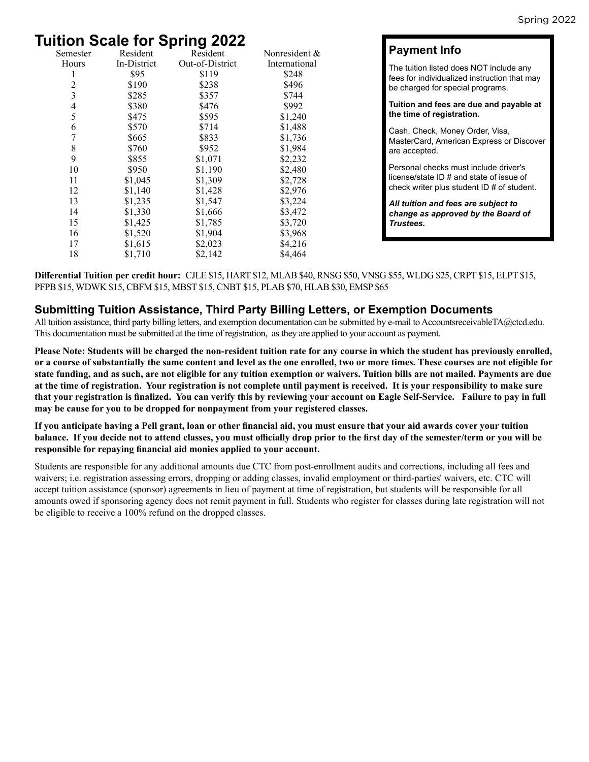# Tuition Scale for Spring 2022

| Semester Hours | Resident In-District | Resident Out-of-District | Nonresident & International |
|---|---|---|---|
| 1 | $95 | $119 | $248 |
| 2 | $190 | $238 | $496 |
| 3 | $285 | $357 | $744 |
| 4 | $380 | $476 | $992 |
| 5 | $475 | $595 | $1,240 |
| 6 | $570 | $714 | $1,488 |
| 7 | $665 | $833 | $1,736 |
| 8 | $760 | $952 | $1,984 |
| 9 | $855 | $1,071 | $2,232 |
| 10 | $950 | $1,190 | $2,480 |
| 11 | $1,045 | $1,309 | $2,728 |
| 12 | $1,140 | $1,428 | $2,976 |
| 13 | $1,235 | $1,547 | $3,224 |
| 14 | $1,330 | $1,666 | $3,472 |
| 15 | $1,425 | $1,785 | $3,720 |
| 16 | $1,520 | $1,904 | $3,968 |
| 17 | $1,615 | $2,023 | $4,216 |
| 18 | $1,710 | $2,142 | $4,464 |

## Payment Info

The tuition listed does NOT include any fees for individualized instruction that may be charged for special programs.

**Tuition and fees are due and payable at the time of registration.**

Cash, Check, Money Order, Visa, MasterCard, American Express or Discover are accepted.

Personal checks must include driver's license/state ID # and state of issue of check writer plus student ID # of student.

***All tuition and fees are subject to change as approved by the Board of Trustees.***

**Differential Tuition per credit hour:** CJLE $15, HART $12, MLAB $40, RNSG $50, VNSG $55, WLDG $25, CRPT $15, ELPT $15, PFPB $15, WDWK $15, CBFM $15, MBST $15, CNBT $15, PLAB $70, HLAB $30, EMSP $65

## Submitting Tuition Assistance, Third Party Billing Letters, or Exemption Documents

All tuition assistance, third party billing letters, and exemption documentation can be submitted by e-mail to AccountsreceivableTA@ctcd.edu. This documentation must be submitted at the time of registration, as they are applied to your account as payment.

**Please Note: Students will be charged the non-resident tuition rate for any course in which the student has previously enrolled, or a course of substantially the same content and level as the one enrolled, two or more times. These courses are not eligible for state funding, and as such, are not eligible for any tuition exemption or waivers. Tuition bills are not mailed. Payments are due at the time of registration. Your registration is not complete until payment is received. It is your responsibility to make sure that your registration is finalized. You can verify this by reviewing your account on Eagle Self-Service. Failure to pay in full may be cause for you to be dropped for nonpayment from your registered classes.**

**If you anticipate having a Pell grant, loan or other financial aid, you must ensure that your aid awards cover your tuition balance. If you decide not to attend classes, you must officially drop prior to the first day of the semester/term or you will be responsible for repaying financial aid monies applied to your account.**

Students are responsible for any additional amounts due CTC from post-enrollment audits and corrections, including all fees and waivers; i.e. registration assessing errors, dropping or adding classes, invalid employment or third-parties' waivers, etc. CTC will accept tuition assistance (sponsor) agreements in lieu of payment at time of registration, but students will be responsible for all amounts owed if sponsoring agency does not remit payment in full. Students who register for classes during late registration will not be eligible to receive a 100% refund on the dropped classes.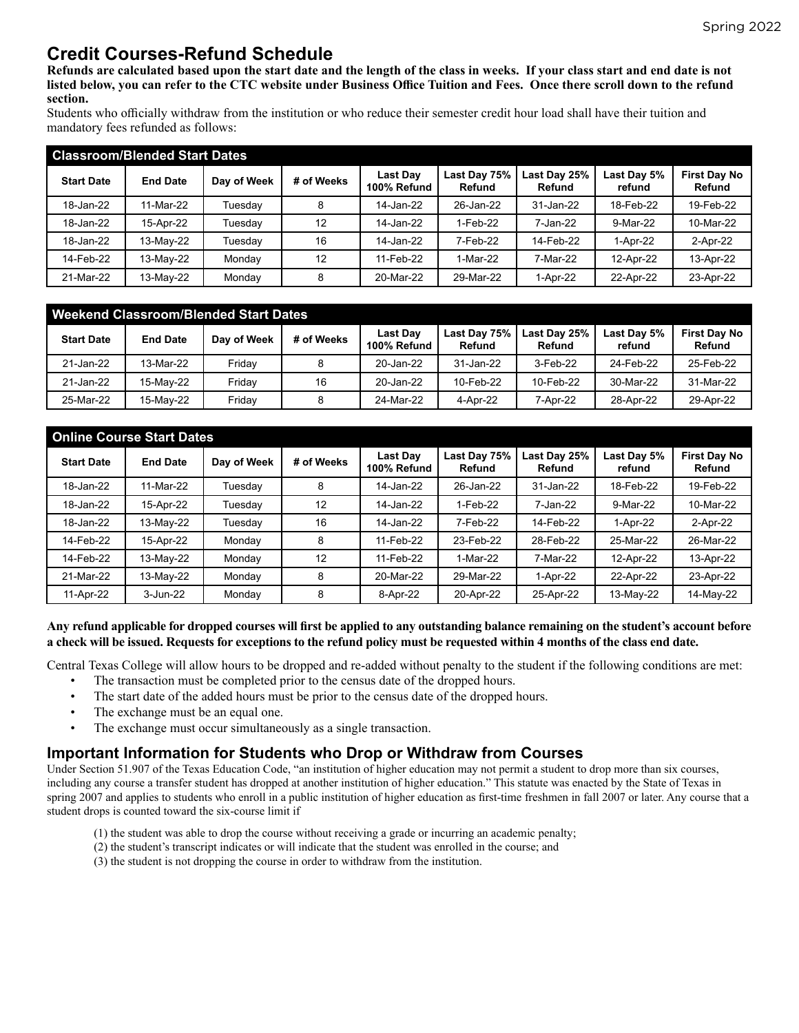Spring 2022

# Credit Courses-Refund Schedule

**Refunds are calculated based upon the start date and the length of the class in weeks. If your class start and end date is not listed below, you can refer to the CTC website under Business Office Tuition and Fees. Once there scroll down to the refund section.**

Students who officially withdraw from the institution or who reduce their semester credit hour load shall have their tuition and mandatory fees refunded as follows:

| Classroom/Blended Start Dates | | | | | | | | |
|---|---|---|---|---|---|---|---|---|
| **Start Date** | **End Date** | **Day of Week** | **# of Weeks** | **Last Day 100% Refund** | **Last Day 75% Refund** | **Last Day 25% Refund** | **Last Day 5% refund** | **First Day No Refund** |
| 18-Jan-22 | 11-Mar-22 | Tuesday | 8 | 14-Jan-22 | 26-Jan-22 | 31-Jan-22 | 18-Feb-22 | 19-Feb-22 |
| 18-Jan-22 | 15-Apr-22 | Tuesday | 12 | 14-Jan-22 | 1-Feb-22 | 7-Jan-22 | 9-Mar-22 | 10-Mar-22 |
| 18-Jan-22 | 13-May-22 | Tuesday | 16 | 14-Jan-22 | 7-Feb-22 | 14-Feb-22 | 1-Apr-22 | 2-Apr-22 |
| 14-Feb-22 | 13-May-22 | Monday | 12 | 11-Feb-22 | 1-Mar-22 | 7-Mar-22 | 12-Apr-22 | 13-Apr-22 |
| 21-Mar-22 | 13-May-22 | Monday | 8 | 20-Mar-22 | 29-Mar-22 | 1-Apr-22 | 22-Apr-22 | 23-Apr-22 |

| Weekend Classroom/Blended Start Dates | | | | | | | | |
|---|---|---|---|---|---|---|---|---|
| **Start Date** | **End Date** | **Day of Week** | **# of Weeks** | **Last Day 100% Refund** | **Last Day 75% Refund** | **Last Day 25% Refund** | **Last Day 5% refund** | **First Day No Refund** |
| 21-Jan-22 | 13-Mar-22 | Friday | 8 | 20-Jan-22 | 31-Jan-22 | 3-Feb-22 | 24-Feb-22 | 25-Feb-22 |
| 21-Jan-22 | 15-May-22 | Friday | 16 | 20-Jan-22 | 10-Feb-22 | 10-Feb-22 | 30-Mar-22 | 31-Mar-22 |
| 25-Mar-22 | 15-May-22 | Friday | 8 | 24-Mar-22 | 4-Apr-22 | 7-Apr-22 | 28-Apr-22 | 29-Apr-22 |

| Online Course Start Dates | | | | | | | | |
|---|---|---|---|---|---|---|---|---|
| **Start Date** | **End Date** | **Day of Week** | **# of Weeks** | **Last Day 100% Refund** | **Last Day 75% Refund** | **Last Day 25% Refund** | **Last Day 5% refund** | **First Day No Refund** |
| 18-Jan-22 | 11-Mar-22 | Tuesday | 8 | 14-Jan-22 | 26-Jan-22 | 31-Jan-22 | 18-Feb-22 | 19-Feb-22 |
| 18-Jan-22 | 15-Apr-22 | Tuesday | 12 | 14-Jan-22 | 1-Feb-22 | 7-Jan-22 | 9-Mar-22 | 10-Mar-22 |
| 18-Jan-22 | 13-May-22 | Tuesday | 16 | 14-Jan-22 | 7-Feb-22 | 14-Feb-22 | 1-Apr-22 | 2-Apr-22 |
| 14-Feb-22 | 15-Apr-22 | Monday | 8 | 11-Feb-22 | 23-Feb-22 | 28-Feb-22 | 25-Mar-22 | 26-Mar-22 |
| 14-Feb-22 | 13-May-22 | Monday | 12 | 11-Feb-22 | 1-Mar-22 | 7-Mar-22 | 12-Apr-22 | 13-Apr-22 |
| 21-Mar-22 | 13-May-22 | Monday | 8 | 20-Mar-22 | 29-Mar-22 | 1-Apr-22 | 22-Apr-22 | 23-Apr-22 |
| 11-Apr-22 | 3-Jun-22 | Monday | 8 | 8-Apr-22 | 20-Apr-22 | 25-Apr-22 | 13-May-22 | 14-May-22 |

**Any refund applicable for dropped courses will first be applied to any outstanding balance remaining on the student's account before a check will be issued. Requests for exceptions to the refund policy must be requested within 4 months of the class end date.**

Central Texas College will allow hours to be dropped and re-added without penalty to the student if the following conditions are met:

- The transaction must be completed prior to the census date of the dropped hours.
- The start date of the added hours must be prior to the census date of the dropped hours.
- The exchange must be an equal one.
- The exchange must occur simultaneously as a single transaction.

## Important Information for Students who Drop or Withdraw from Courses

Under Section 51.907 of the Texas Education Code, "an institution of higher education may not permit a student to drop more than six courses, including any course a transfer student has dropped at another institution of higher education." This statute was enacted by the State of Texas in spring 2007 and applies to students who enroll in a public institution of higher education as first-time freshmen in fall 2007 or later. Any course that a student drops is counted toward the six-course limit if

(1) the student was able to drop the course without receiving a grade or incurring an academic penalty;
(2) the student's transcript indicates or will indicate that the student was enrolled in the course; and
(3) the student is not dropping the course in order to withdraw from the institution.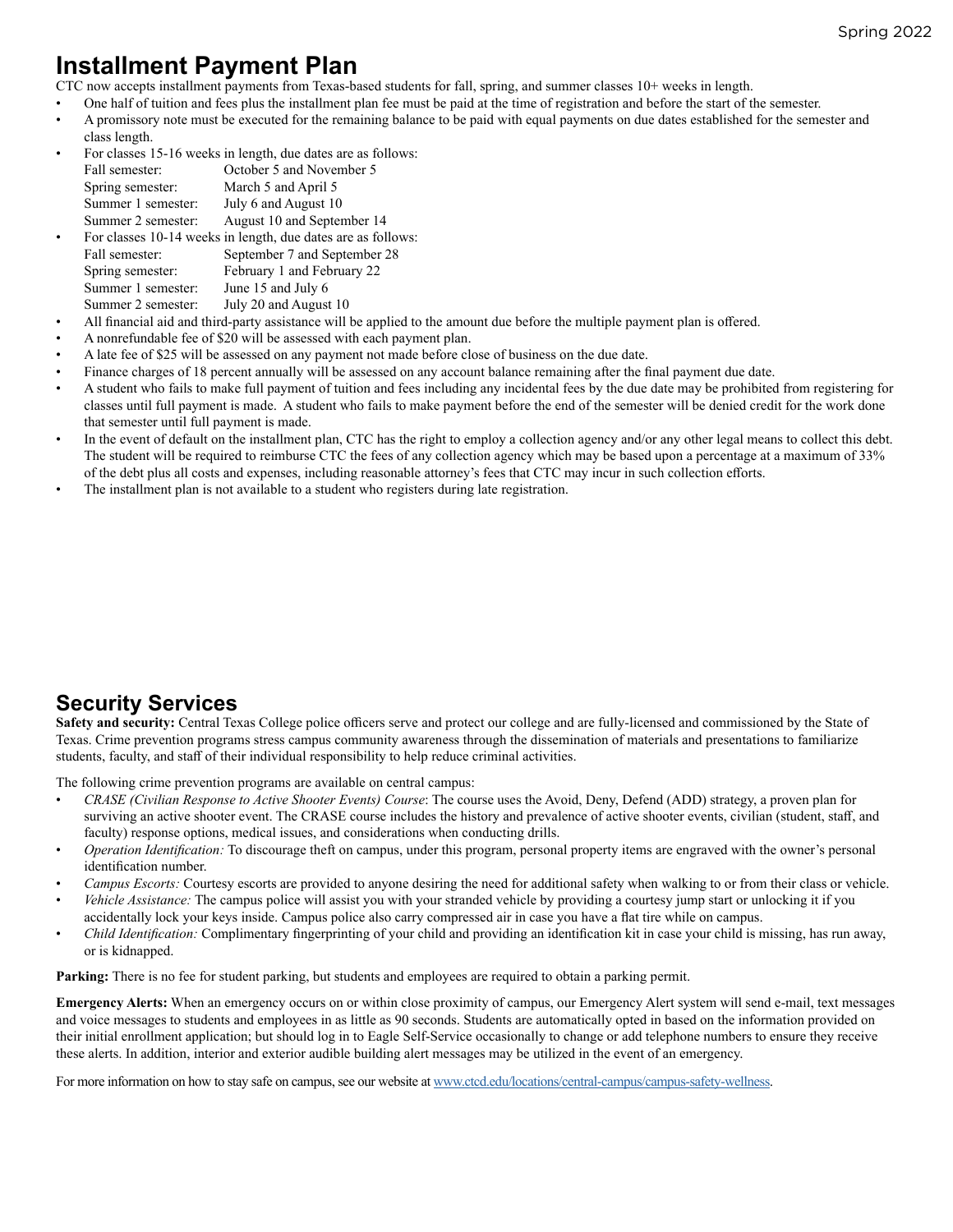## Installment Payment Plan

CTC now accepts installment payments from Texas-based students for fall, spring, and summer classes 10+ weeks in length.

- One half of tuition and fees plus the installment plan fee must be paid at the time of registration and before the start of the semester.
- A promissory note must be executed for the remaining balance to be paid with equal payments on due dates established for the semester and class length.
- For classes 15-16 weeks in length, due dates are as follows:
  - Fall semester: October 5 and November 5
  - Spring semester: March 5 and April 5
  - Summer 1 semester: July 6 and August 10
  - Summer 2 semester: August 10 and September 14
- For classes 10-14 weeks in length, due dates are as follows:
  - Fall semester: September 7 and September 28
  - Spring semester: February 1 and February 22
  - Summer 1 semester: June 15 and July 6
  - Summer 2 semester: July 20 and August 10
- All financial aid and third-party assistance will be applied to the amount due before the multiple payment plan is offered.
- A nonrefundable fee of $20 will be assessed with each payment plan.
- A late fee of $25 will be assessed on any payment not made before close of business on the due date.
- Finance charges of 18 percent annually will be assessed on any account balance remaining after the final payment due date.
- A student who fails to make full payment of tuition and fees including any incidental fees by the due date may be prohibited from registering for classes until full payment is made. A student who fails to make payment before the end of the semester will be denied credit for the work done that semester until full payment is made.
- In the event of default on the installment plan, CTC has the right to employ a collection agency and/or any other legal means to collect this debt. The student will be required to reimburse CTC the fees of any collection agency which may be based upon a percentage at a maximum of 33% of the debt plus all costs and expenses, including reasonable attorney's fees that CTC may incur in such collection efforts.
- The installment plan is not available to a student who registers during late registration.

## Security Services

**Safety and security:** Central Texas College police officers serve and protect our college and are fully-licensed and commissioned by the State of Texas. Crime prevention programs stress campus community awareness through the dissemination of materials and presentations to familiarize students, faculty, and staff of their individual responsibility to help reduce criminal activities.

The following crime prevention programs are available on central campus:

- *CRASE (Civilian Response to Active Shooter Events) Course*: The course uses the Avoid, Deny, Defend (ADD) strategy, a proven plan for surviving an active shooter event. The CRASE course includes the history and prevalence of active shooter events, civilian (student, staff, and faculty) response options, medical issues, and considerations when conducting drills.
- *Operation Identification:* To discourage theft on campus, under this program, personal property items are engraved with the owner's personal identification number.
- *Campus Escorts:* Courtesy escorts are provided to anyone desiring the need for additional safety when walking to or from their class or vehicle.
- *Vehicle Assistance:* The campus police will assist you with your stranded vehicle by providing a courtesy jump start or unlocking it if you accidentally lock your keys inside. Campus police also carry compressed air in case you have a flat tire while on campus.
- *Child Identification:* Complimentary fingerprinting of your child and providing an identification kit in case your child is missing, has run away, or is kidnapped.

**Parking:** There is no fee for student parking, but students and employees are required to obtain a parking permit.

**Emergency Alerts:** When an emergency occurs on or within close proximity of campus, our Emergency Alert system will send e-mail, text messages and voice messages to students and employees in as little as 90 seconds. Students are automatically opted in based on the information provided on their initial enrollment application; but should log in to Eagle Self-Service occasionally to change or add telephone numbers to ensure they receive these alerts. In addition, interior and exterior audible building alert messages may be utilized in the event of an emergency.

For more information on how to stay safe on campus, see our website at [www.ctcd.edu/locations/central-campus/campus-safety-wellness](www.ctcd.edu/locations/central-campus/campus-safety-wellness).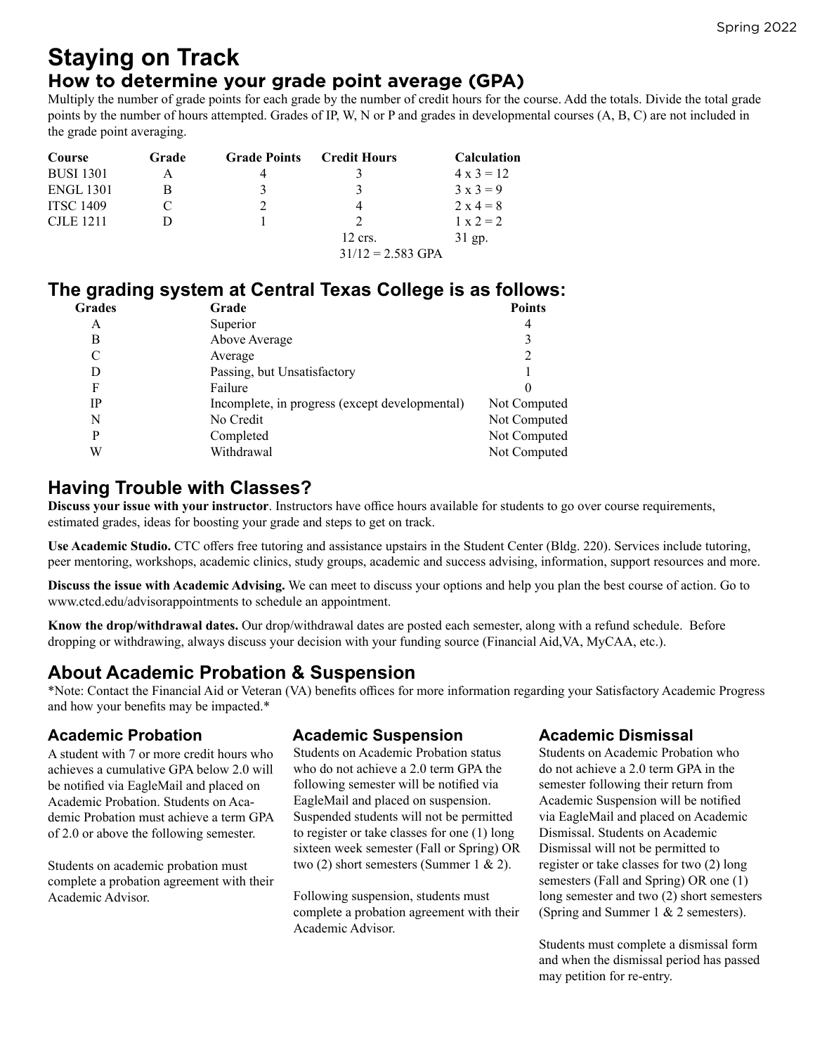# Staying on Track

## How to determine your grade point average (GPA)

Multiply the number of grade points for each grade by the number of credit hours for the course. Add the totals. Divide the total grade points by the number of hours attempted. Grades of IP, W, N or P and grades in developmental courses (A, B, C) are not included in the grade point averaging.

| Course | Grade | Grade Points | Credit Hours | Calculation |
|---|---|---|---|---|
| BUSI 1301 | A | 4 | 3 | 4 x 3 = 12 |
| ENGL 1301 | B | 3 | 3 | 3 x 3 = 9 |
| ITSC 1409 | C | 2 | 4 | 2 x 4 = 8 |
| CJLE 1211 | D | 1 | 2 | 1 x 2 = 2 |
| | | | 12 crs. | 31 gp. |
| | | | 31/12 = 2.583 GPA | |

## The grading system at Central Texas College is as follows:

| Grades | Grade | Points |
|---|---|---|
| A | Superior | 4 |
| B | Above Average | 3 |
| C | Average | 2 |
| D | Passing, but Unsatisfactory | 1 |
| F | Failure | 0 |
| IP | Incomplete, in progress (except developmental) | Not Computed |
| N | No Credit | Not Computed |
| P | Completed | Not Computed |
| W | Withdrawal | Not Computed |

## Having Trouble with Classes?

**Discuss your issue with your instructor**. Instructors have office hours available for students to go over course requirements, estimated grades, ideas for boosting your grade and steps to get on track.

**Use Academic Studio.** CTC offers free tutoring and assistance upstairs in the Student Center (Bldg. 220). Services include tutoring, peer mentoring, workshops, academic clinics, study groups, academic and success advising, information, support resources and more.

**Discuss the issue with Academic Advising.** We can meet to discuss your options and help you plan the best course of action. Go to www.ctcd.edu/advisorappointments to schedule an appointment.

**Know the drop/withdrawal dates.** Our drop/withdrawal dates are posted each semester, along with a refund schedule. Before dropping or withdrawing, always discuss your decision with your funding source (Financial Aid,VA, MyCAA, etc.).

## About Academic Probation & Suspension

*Note: Contact the Financial Aid or Veteran (VA) benefits offices for more information regarding your Satisfactory Academic Progress and how your benefits may be impacted.*

### Academic Probation

A student with 7 or more credit hours who achieves a cumulative GPA below 2.0 will be notified via EagleMail and placed on Academic Probation. Students on Academic Probation must achieve a term GPA of 2.0 or above the following semester.

Students on academic probation must complete a probation agreement with their Academic Advisor.

### Academic Suspension

Students on Academic Probation status who do not achieve a 2.0 term GPA the following semester will be notified via EagleMail and placed on suspension. Suspended students will not be permitted to register or take classes for one (1) long sixteen week semester (Fall or Spring) OR two (2) short semesters (Summer 1 & 2).

Following suspension, students must complete a probation agreement with their Academic Advisor.

### Academic Dismissal

Students on Academic Probation who do not achieve a 2.0 term GPA in the semester following their return from Academic Suspension will be notified via EagleMail and placed on Academic Dismissal. Students on Academic Dismissal will not be permitted to register or take classes for two (2) long semesters (Fall and Spring) OR one (1) long semester and two (2) short semesters (Spring and Summer 1 & 2 semesters).

Students must complete a dismissal form and when the dismissal period has passed may petition for re-entry.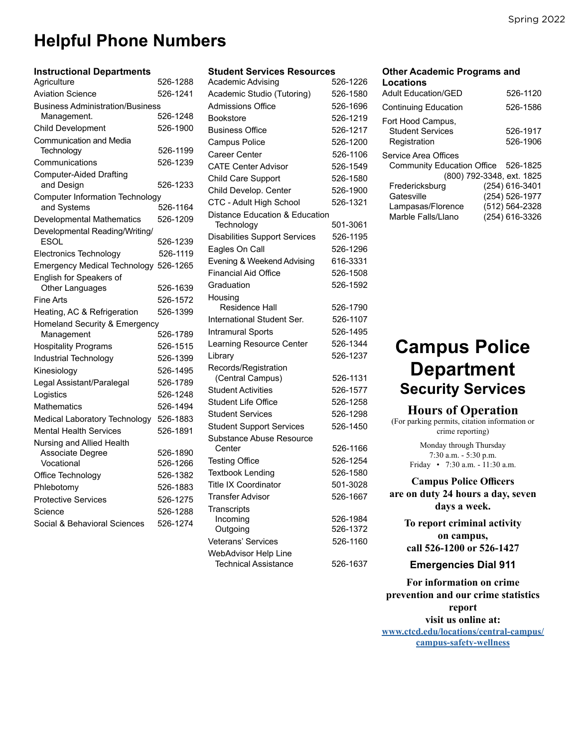# Helpful Phone Numbers

### Instructional Departments

| Department | Phone |
|---|---|
| Agriculture | 526-1288 |
| Aviation Science | 526-1241 |
| Business Administration/Business Management. | 526-1248 |
| Child Development | 526-1900 |
| Communication and Media Technology | 526-1199 |
| Communications | 526-1239 |
| Computer-Aided Drafting and Design | 526-1233 |
| Computer Information Technology and Systems | 526-1164 |
| Developmental Mathematics | 526-1209 |
| Developmental Reading/Writing/ ESOL | 526-1239 |
| Electronics Technology | 526-1119 |
| Emergency Medical Technology | 526-1265 |
| English for Speakers of Other Languages | 526-1639 |
| Fine Arts | 526-1572 |
| Heating, AC & Refrigeration | 526-1399 |
| Homeland Security & Emergency Management | 526-1789 |
| Hospitality Programs | 526-1515 |
| Industrial Technology | 526-1399 |
| Kinesiology | 526-1495 |
| Legal Assistant/Paralegal | 526-1789 |
| Logistics | 526-1248 |
| Mathematics | 526-1494 |
| Medical Laboratory Technology | 526-1883 |
| Mental Health Services | 526-1891 |
| Nursing and Allied Health | |
| Associate Degree | 526-1890 |
| Vocational | 526-1266 |
| Office Technology | 526-1382 |
| Phlebotomy | 526-1883 |
| Protective Services | 526-1275 |
| Science | 526-1288 |
| Social & Behavioral Sciences | 526-1274 |

### Student Services Resources

| Resource | Phone |
|---|---|
| Academic Advising | 526-1226 |
| Academic Studio (Tutoring) | 526-1580 |
| Admissions Office | 526-1696 |
| Bookstore | 526-1219 |
| Business Office | 526-1217 |
| Campus Police | 526-1200 |
| Career Center | 526-1106 |
| CATE Center Advisor | 526-1549 |
| Child Care Support | 526-1580 |
| Child Develop. Center | 526-1900 |
| CTC - Adult High School | 526-1321 |
| Distance Education & Education Technology | 501-3061 |
| Disabilities Support Services | 526-1195 |
| Eagles On Call | 526-1296 |
| Evening & Weekend Advising | 616-3331 |
| Financial Aid Office | 526-1508 |
| Graduation | 526-1592 |
| Housing | |
| Residence Hall | 526-1790 |
| International Student Ser. | 526-1107 |
| Intramural Sports | 526-1495 |
| Learning Resource Center | 526-1344 |
| Library | 526-1237 |
| Records/Registration (Central Campus) | 526-1131 |
| Student Activities | 526-1577 |
| Student Life Office | 526-1258 |
| Student Services | 526-1298 |
| Student Support Services | 526-1450 |
| Substance Abuse Resource Center | 526-1166 |
| Testing Office | 526-1254 |
| Textbook Lending | 526-1580 |
| Title IX Coordinator | 501-3028 |
| Transfer Advisor | 526-1667 |
| Transcripts | |
| Incoming | 526-1984 |
| Outgoing | 526-1372 |
| Veterans' Services | 526-1160 |
| WebAdvisor Help Line | |
| Technical Assistance | 526-1637 |

### Other Academic Programs and Locations

| Program/Location | Phone |
|---|---|
| Adult Education/GED | 526-1120 |
| Continuing Education | 526-1586 |
| Fort Hood Campus, | |
| Student Services | 526-1917 |
| Registration | 526-1906 |
| Service Area Offices | |
| Community Education Office | 526-1825 |
| | (800) 792-3348, ext. 1825 |
| Fredericksburg | (254) 616-3401 |
| Gatesville | (254) 526-1977 |
| Lampasas/Florence | (512) 564-2328 |
| Marble Falls/Llano | (254) 616-3326 |

# Campus Police Department
## Security Services

### Hours of Operation

(For parking permits, citation information or crime reporting)

Monday through Thursday
7:30 a.m. - 5:30 p.m.
Friday • 7:30 a.m. - 11:30 a.m.

**Campus Police Officers are on duty 24 hours a day, seven days a week.**

**To report criminal activity on campus, call 526-1200 or 526-1427**

**Emergencies Dial 911**

**For information on crime prevention and our crime statistics report visit us online at:**
[www.ctcd.edu/locations/central-campus/campus-safety-wellness](www.ctcd.edu/locations/central-campus/campus-safety-wellness)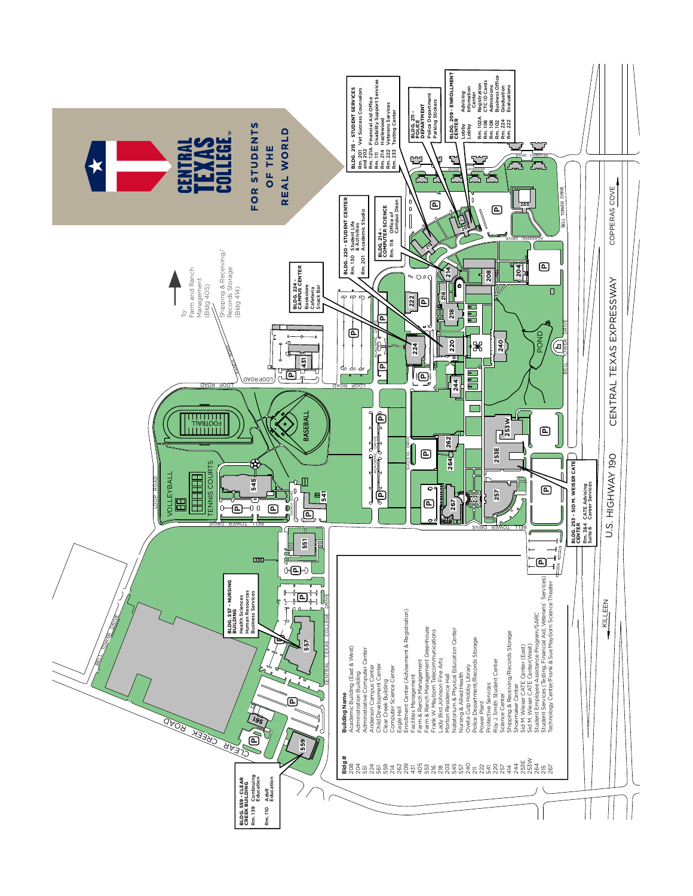# CENTRAL TEXAS COLLEGE

FOR STUDENTS OF THE REAL WORLD

**BLDG. 215 - STUDENT SERVICES**
Rm. 201 and 202 Vet Success Counselors
Rm. 121A Financial Aid Office
Rm. 111 Disability Support Services
Rm. 214 Hazlewood
Rm. 222 Veterans Services
Rm. 233 Testing Center

**BLDG. 211 - POLICE DEPARTMENT**
Police Department
Parking Stickers

**BLDG. 209 - ENROLLMENT CENTER**
Lobby Advising
Lobby Information Center
Rm. 102A Registration
Rm. 106 CTC ID Cards
Rm. 108 Admissions
Rm. 102 Business Office
Rm. 224 Graduation
Rm. 222 Evaluations

**BLDG. 220 - STUDENT CENTER**
Rm. 130 Student Life & Activities
Rm. 201 Academic Studio

**BLDG. 214 - COMPUTER SCIENCE**
Rm. 118 Office of Campus Dean

**BLDG. 224 - CAMPUS CENTER**
Bookstore
Cafeteria
Snack Bar

To: Farm and Ranch Management (Bldg 405)
Shipping & Receiving/ Records Storage (Bldg 414)

**BLDG. 557 - NURSING BUILDING**
Health Sciences
Human Resources
Business Services

**BLDG. 559 - CLEAR CREEK BUILDING**
Rm. 139 Continuing Education
Rm. 110 Adult Education

**BLDG. 253 - SID M. WEISER CATE CENTER**
Rm. 364 Suite 6 CATE Advising Career Services

| Bldg # | Building Name |
|---|---|
| 208 | Academic Building (East & West) |
| 204 | Administration Building |
| 551 | Administrative Computer Center |
| 224 | Anderson Campus Center |
| 561 | Child Development Center |
| 559 | Clear Creek Building |
| 214 | Computer Science Center |
| 262 | Eagle Hall |
| 209 | Enrollment Center (Advisement & Registration) |
| 431 | Facilities Management |
| 405 | Farm & Ranch Management |
| 553 | Farm & Ranch Management Greenhouse |
| 216 | Frank W. Mayborn Telecommunications |
| 218 | Lady Bird Johnson Fine Arts |
| 203 | Morton Residence Hall |
| 545 | Natatorium & Physical Education Center |
| 557 | Nursing & Allied Health |
| 240 | Oveta Culp Hobby Library |
| 211 | Police Department/Records Storage |
| 222 | Power Plant |
| 541 | Protective Services |
| 220 | Roy J. Smith Student Center |
| 257 | Science Center |
| 414 | Shipping & Receiving/Records Storage |
| 244 | Shoemaker Center |
| 253E | Sid M. Wieser CATE Center (East) |
| 253W | Sid M. Wieser CATE Center (West) |
| 264 | Student Employee Assistance Program/SARC |
| 215 | Student Services (Testing, Financial Aid, Veterans' Services) |
| 267 | Technology Center/Frank & Sue Mayborn Science Theater |

U.S. HIGHWAY 190
CENTRAL TEXAS EXPRESSWAY
KILLEEN
COPPERAS COVE
CLEAR CREEK ROAD
BELL TOWER DRIVE
LOOP ROAD
CENTRAL TEXAS COLLEGE DRIVE
ACADEMIC DRIVE
SUCCESS DRIVE
RESIDENT DRIVE
VOLLEYBALL
TENNIS COURTS
FOOTBALL
BASEBALL
POND